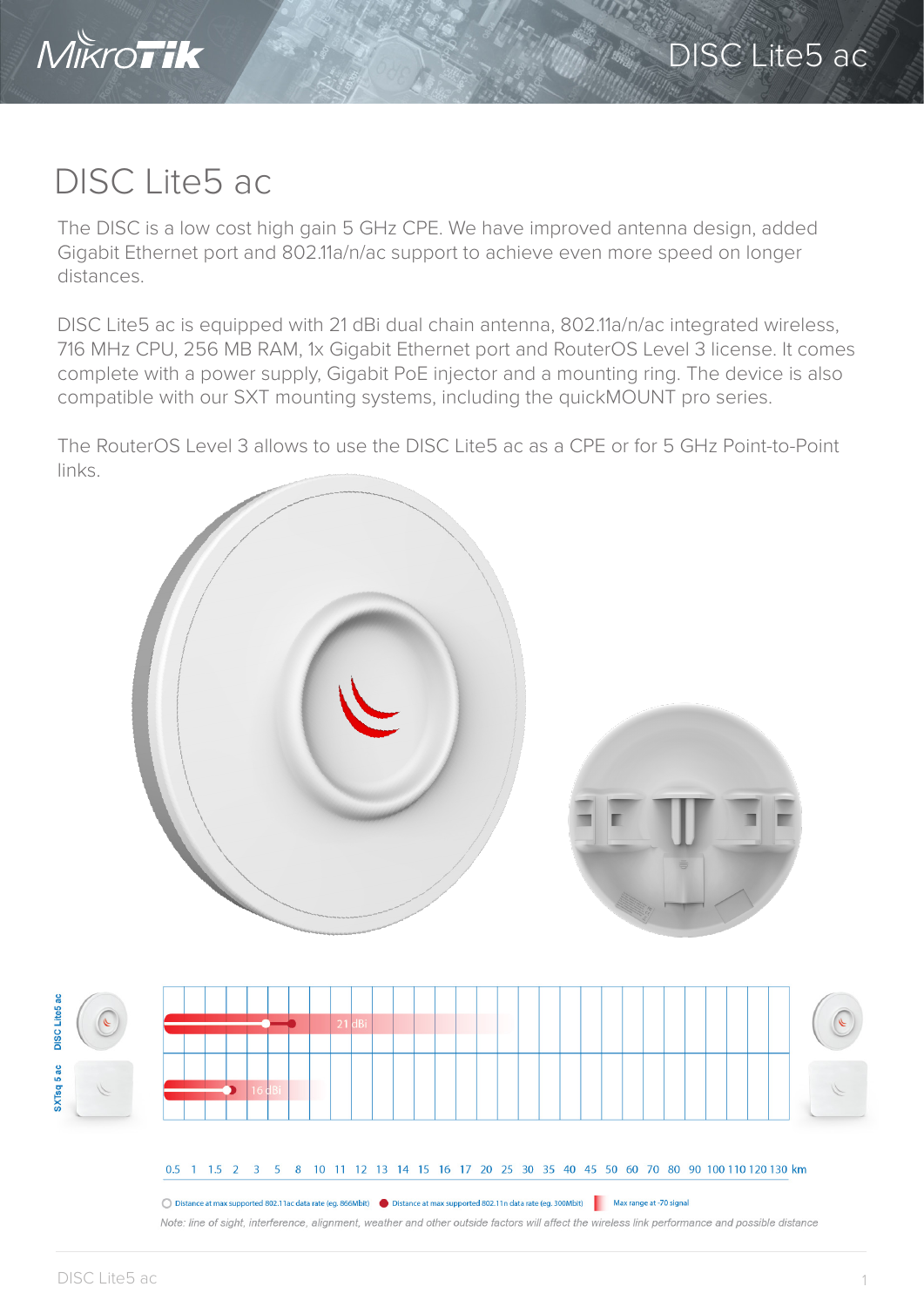# DISC Lite5 ac

The DISC is a low cost high gain 5 GHz CPE. We have improved antenna design, added Gigabit Ethernet port and 802.11a/n/ac support to achieve even more speed on longer distances.

DISC Lite5 ac is equipped with 21 dBi dual chain antenna, 802.11a/n/ac integrated wireless, 716 MHz CPU, 256 MB RAM, 1x Gigabit Ethernet port and RouterOS Level 3 license. It comes complete with a power supply, Gigabit PoE injector and a mounting ring. The device is also compatible with our SXT mounting systems, including the quickMOUNT pro series.

The RouterOS Level 3 allows to use the DISC Lite5 ac as a CPE or for 5 GHz Point-to-Point links.

DISC Lite5 ac — 21 dBi

SXTsq 5 ac — 16 dBi

0.5 1 1.5 2 3 5 8 10 11 12 13 14 15 16 17 20 25 30 35 40 45 50 60 70 80 90 100 110 120 130 km

Distance at max supported 802.11ac data rate (eg. 866Mbit) · Distance at max supported 802.11n data rate (eg. 300Mbit) · Max range at -70 signal

*Note: line of sight, interference, alignment, weather and other outside factors will affect the wireless link performance and possible distance*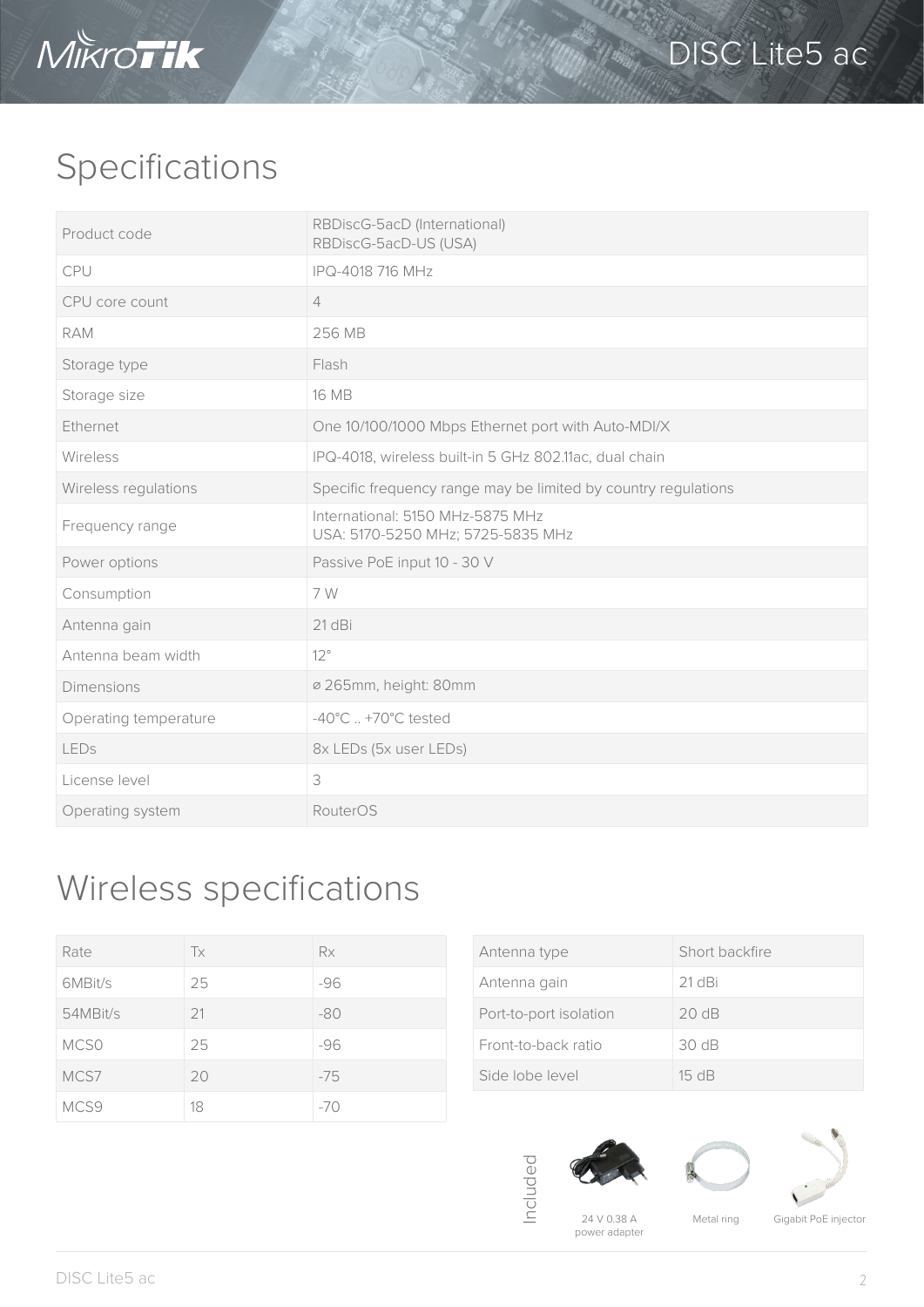# Specifications

| | |
|---|---|
| Product code | RBDiscG-5acD (International)<br>RBDiscG-5acD-US (USA) |
| CPU | IPQ-4018 716 MHz |
| CPU core count | 4 |
| RAM | 256 MB |
| Storage type | Flash |
| Storage size | 16 MB |
| Ethernet | One 10/100/1000 Mbps Ethernet port with Auto-MDI/X |
| Wireless | IPQ-4018, wireless built-in 5 GHz 802.11ac, dual chain |
| Wireless regulations | Specific frequency range may be limited by country regulations |
| Frequency range | International: 5150 MHz-5875 MHz<br>USA: 5170-5250 MHz; 5725-5835 MHz |
| Power options | Passive PoE input 10 - 30 V |
| Consumption | 7 W |
| Antenna gain | 21 dBi |
| Antenna beam width | 12° |
| Dimensions | ⌀ 265mm, height: 80mm |
| Operating temperature | -40°C .. +70°C tested |
| LEDs | 8x LEDs (5x user LEDs) |
| License level | 3 |
| Operating system | RouterOS |

# Wireless specifications

| Rate | Tx | Rx |
|---|---|---|
| 6MBit/s | 25 | -96 |
| 54MBit/s | 21 | -80 |
| MCS0 | 25 | -96 |
| MCS7 | 20 | -75 |
| MCS9 | 18 | -70 |

| Antenna type | Short backfire |
|---|---|
| Antenna gain | 21 dBi |
| Port-to-port isolation | 20 dB |
| Front-to-back ratio | 30 dB |
| Side lobe level | 15 dB |

Included

24 V 0.38 A power adapter

Metal ring

Gigabit PoE injector